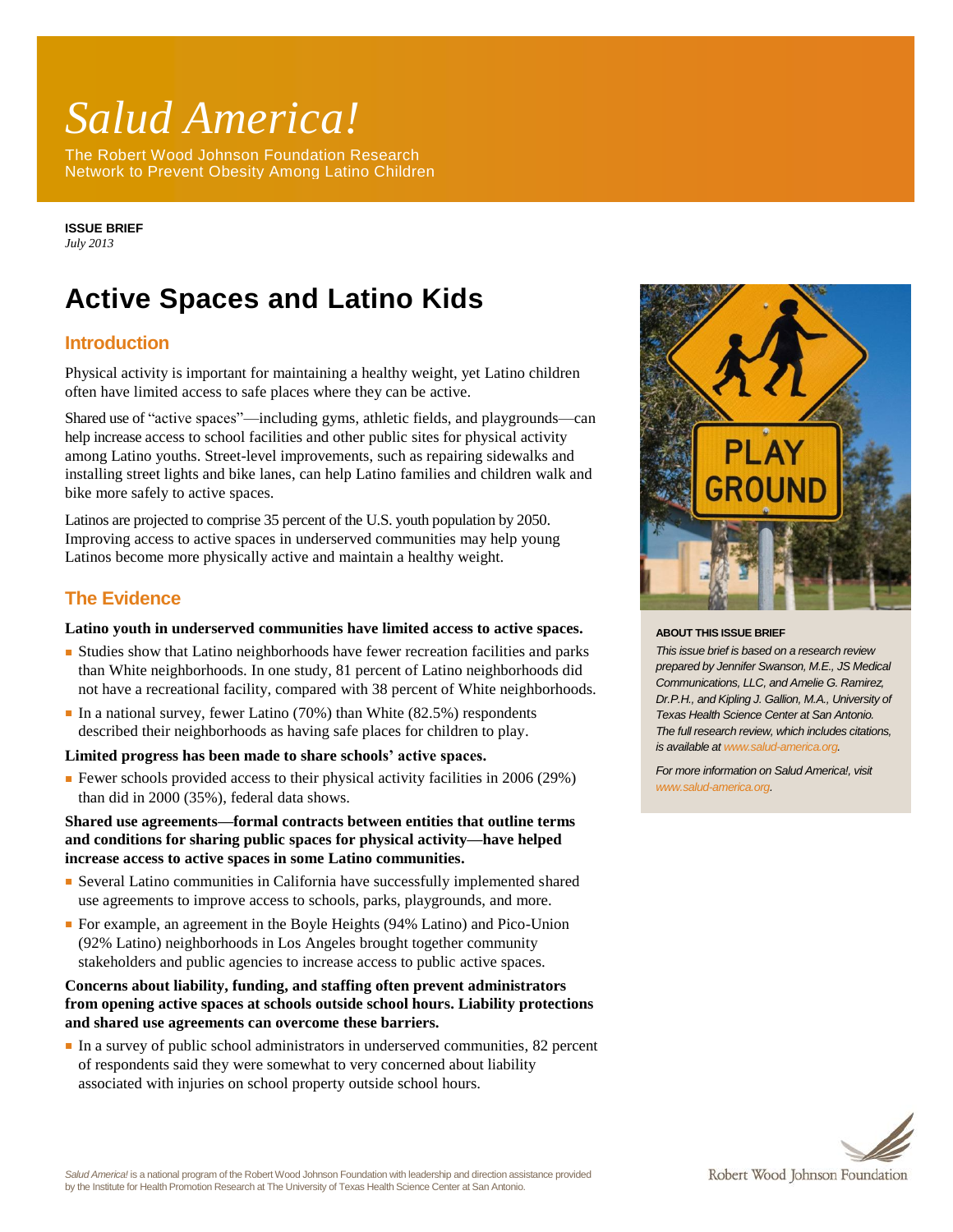# *Salud America!*

The Robert Wood Johnson Foundation Research Network to Prevent Obesity Among Latino Children

**ISSUE BRIEF**
*July 2013*

# Active Spaces and Latino Kids

## Introduction

Physical activity is important for maintaining a healthy weight, yet Latino children often have limited access to safe places where they can be active.

Shared use of "active spaces"—including gyms, athletic fields, and playgrounds—can help increase access to school facilities and other public sites for physical activity among Latino youths. Street-level improvements, such as repairing sidewalks and installing street lights and bike lanes, can help Latino families and children walk and bike more safely to active spaces.

Latinos are projected to comprise 35 percent of the U.S. youth population by 2050. Improving access to active spaces in underserved communities may help young Latinos become more physically active and maintain a healthy weight.

## The Evidence

**Latino youth in underserved communities have limited access to active spaces.**

- Studies show that Latino neighborhoods have fewer recreation facilities and parks than White neighborhoods. In one study, 81 percent of Latino neighborhoods did not have a recreational facility, compared with 38 percent of White neighborhoods.
- In a national survey, fewer Latino (70%) than White (82.5%) respondents described their neighborhoods as having safe places for children to play.

**Limited progress has been made to share schools' active spaces.**

- Fewer schools provided access to their physical activity facilities in 2006 (29%) than did in 2000 (35%), federal data shows.

**Shared use agreements—formal contracts between entities that outline terms and conditions for sharing public spaces for physical activity—have helped increase access to active spaces in some Latino communities.**

- Several Latino communities in California have successfully implemented shared use agreements to improve access to schools, parks, playgrounds, and more.
- For example, an agreement in the Boyle Heights (94% Latino) and Pico-Union (92% Latino) neighborhoods in Los Angeles brought together community stakeholders and public agencies to increase access to public active spaces.

**Concerns about liability, funding, and staffing often prevent administrators from opening active spaces at schools outside school hours. Liability protections and shared use agreements can overcome these barriers.**

- In a survey of public school administrators in underserved communities, 82 percent of respondents said they were somewhat to very concerned about liability associated with injuries on school property outside school hours.

**ABOUT THIS ISSUE BRIEF**

*This issue brief is based on a research review prepared by Jennifer Swanson, M.E., JS Medical Communications, LLC, and Amelie G. Ramirez, Dr.P.H., and Kipling J. Gallion, M.A., University of Texas Health Science Center at San Antonio. The full research review, which includes citations, is available at www.salud-america.org.*

*For more information on Salud America!, visit www.salud-america.org.*

*Salud America!* is a national program of the Robert Wood Johnson Foundation with leadership and direction assistance provided by the Institute for Health Promotion Research at The University of Texas Health Science Center at San Antonio.

Robert Wood Johnson Foundation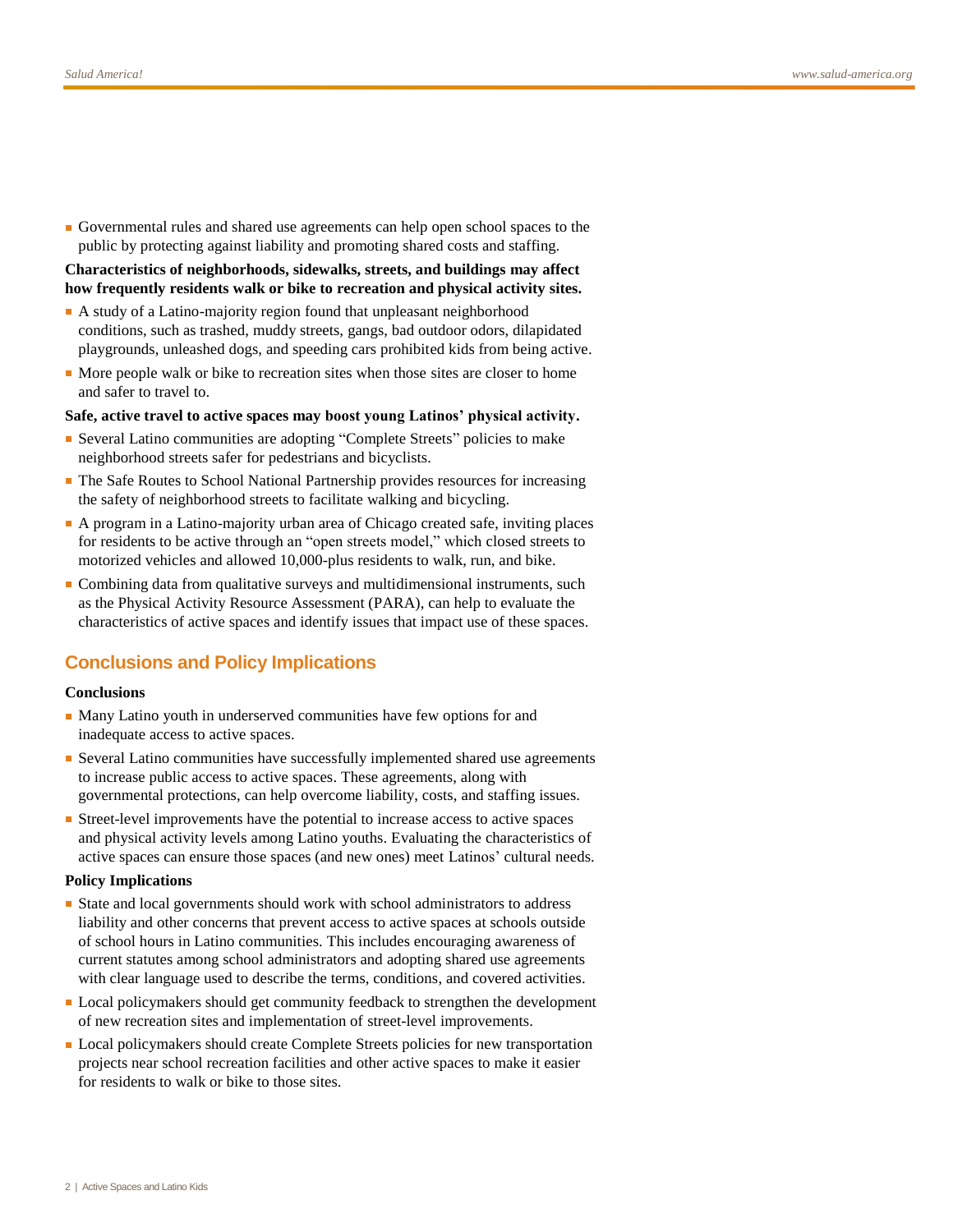- Governmental rules and shared use agreements can help open school spaces to the public by protecting against liability and promoting shared costs and staffing.

**Characteristics of neighborhoods, sidewalks, streets, and buildings may affect how frequently residents walk or bike to recreation and physical activity sites.**

- A study of a Latino-majority region found that unpleasant neighborhood conditions, such as trashed, muddy streets, gangs, bad outdoor odors, dilapidated playgrounds, unleashed dogs, and speeding cars prohibited kids from being active.
- More people walk or bike to recreation sites when those sites are closer to home and safer to travel to.

**Safe, active travel to active spaces may boost young Latinos' physical activity.**

- Several Latino communities are adopting "Complete Streets" policies to make neighborhood streets safer for pedestrians and bicyclists.
- The Safe Routes to School National Partnership provides resources for increasing the safety of neighborhood streets to facilitate walking and bicycling.
- A program in a Latino-majority urban area of Chicago created safe, inviting places for residents to be active through an "open streets model," which closed streets to motorized vehicles and allowed 10,000-plus residents to walk, run, and bike.
- Combining data from qualitative surveys and multidimensional instruments, such as the Physical Activity Resource Assessment (PARA), can help to evaluate the characteristics of active spaces and identify issues that impact use of these spaces.

## Conclusions and Policy Implications

**Conclusions**

- Many Latino youth in underserved communities have few options for and inadequate access to active spaces.
- Several Latino communities have successfully implemented shared use agreements to increase public access to active spaces. These agreements, along with governmental protections, can help overcome liability, costs, and staffing issues.
- Street-level improvements have the potential to increase access to active spaces and physical activity levels among Latino youths. Evaluating the characteristics of active spaces can ensure those spaces (and new ones) meet Latinos' cultural needs.

**Policy Implications**

- State and local governments should work with school administrators to address liability and other concerns that prevent access to active spaces at schools outside of school hours in Latino communities. This includes encouraging awareness of current statutes among school administrators and adopting shared use agreements with clear language used to describe the terms, conditions, and covered activities.
- Local policymakers should get community feedback to strengthen the development of new recreation sites and implementation of street-level improvements.
- Local policymakers should create Complete Streets policies for new transportation projects near school recreation facilities and other active spaces to make it easier for residents to walk or bike to those sites.